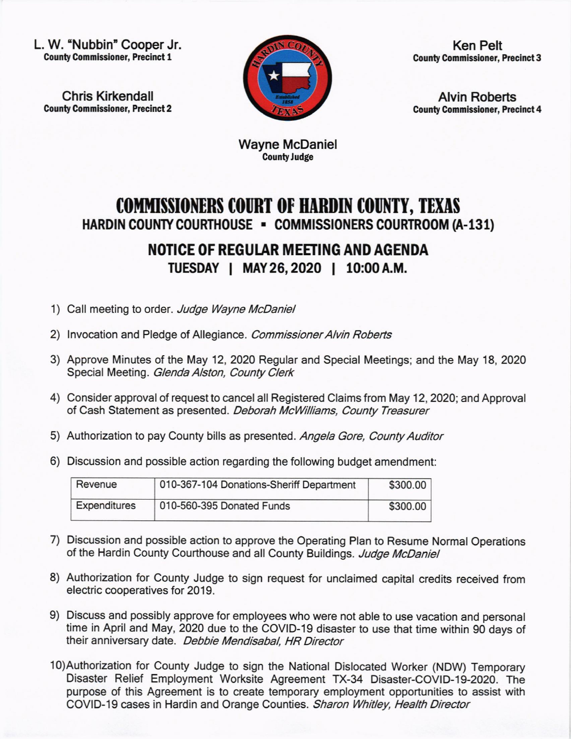L. W. "Nubbin" Cooper Jr.
**County Commissioner, Precinct 1**

Chris Kirkendall
**County Commissioner, Precinct 2**

Ken Pelt
**County Commissioner, Precinct 3**

Alvin Roberts
**County Commissioner, Precinct 4**

Wayne McDaniel
**County Judge**

# COMMISSIONERS COURT OF HARDIN COUNTY, TEXAS

## HARDIN COUNTY COURTHOUSE ▪ COMMISSIONERS COURTROOM (A-131)

## NOTICE OF REGULAR MEETING AND AGENDA

### TUESDAY | MAY 26, 2020 | 10:00 A.M.

1) Call meeting to order. *Judge Wayne McDaniel*

2) Invocation and Pledge of Allegiance. *Commissioner Alvin Roberts*

3) Approve Minutes of the May 12, 2020 Regular and Special Meetings; and the May 18, 2020 Special Meeting. *Glenda Alston, County Clerk*

4) Consider approval of request to cancel all Registered Claims from May 12, 2020; and Approval of Cash Statement as presented. *Deborah McWilliams, County Treasurer*

5) Authorization to pay County bills as presented. *Angela Gore, County Auditor*

6) Discussion and possible action regarding the following budget amendment:

| Revenue | 010-367-104 Donations-Sheriff Department | $300.00 |
|---|---|---|
| Expenditures | 010-560-395 Donated Funds | $300.00 |

7) Discussion and possible action to approve the Operating Plan to Resume Normal Operations of the Hardin County Courthouse and all County Buildings. *Judge McDaniel*

8) Authorization for County Judge to sign request for unclaimed capital credits received from electric cooperatives for 2019.

9) Discuss and possibly approve for employees who were not able to use vacation and personal time in April and May, 2020 due to the COVID-19 disaster to use that time within 90 days of their anniversary date. *Debbie Mendisabal, HR Director*

10) Authorization for County Judge to sign the National Dislocated Worker (NDW) Temporary Disaster Relief Employment Worksite Agreement TX-34 Disaster-COVID-19-2020. The purpose of this Agreement is to create temporary employment opportunities to assist with COVID-19 cases in Hardin and Orange Counties. *Sharon Whitley, Health Director*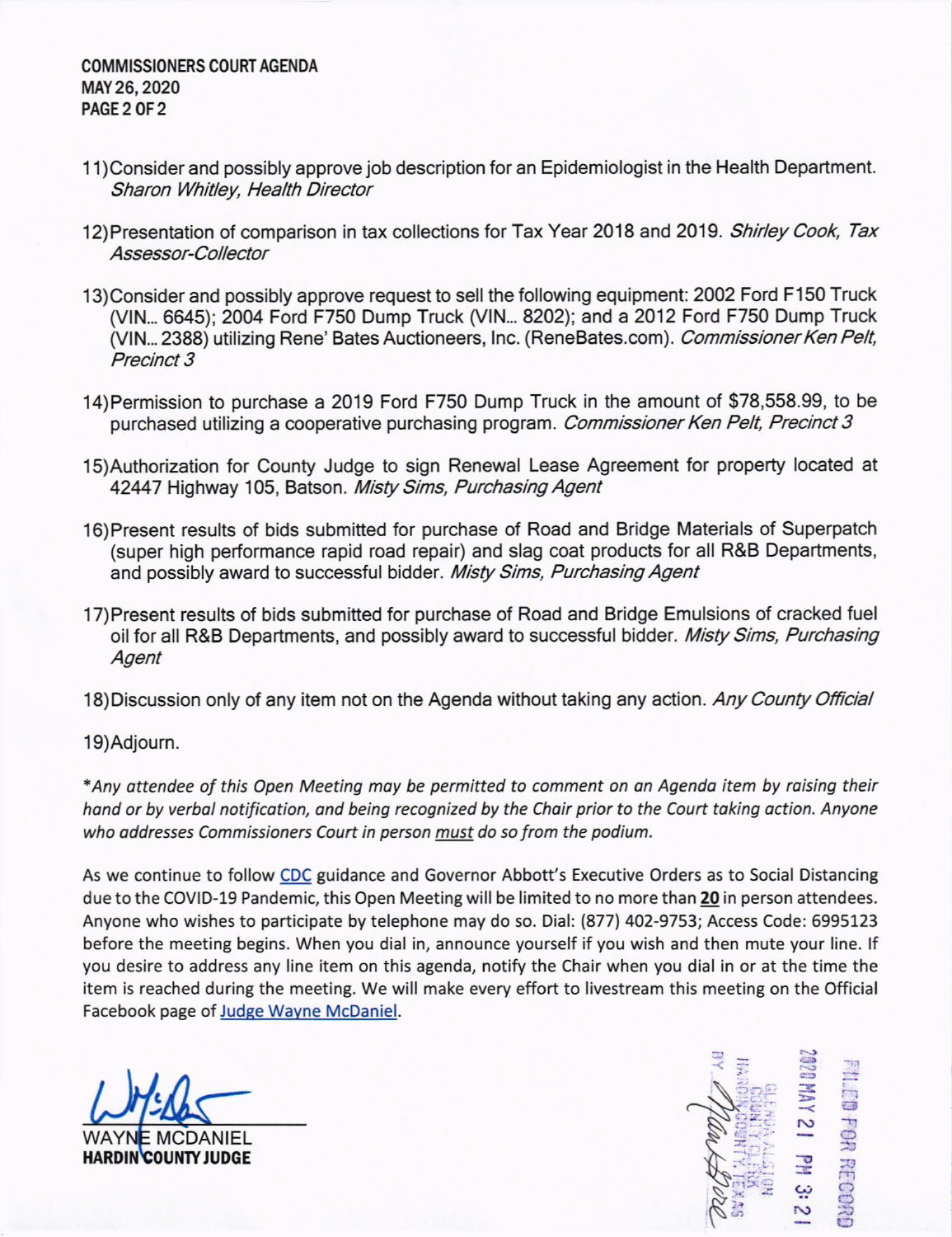**COMMISSIONERS COURT AGENDA**
**MAY 26, 2020**

11) Consider and possibly approve job description for an Epidemiologist in the Health Department. *Sharon Whitley, Health Director*

12) Presentation of comparison in tax collections for Tax Year 2018 and 2019. *Shirley Cook, Tax Assessor-Collector*

13) Consider and possibly approve request to sell the following equipment: 2002 Ford F150 Truck (VIN... 6645); 2004 Ford F750 Dump Truck (VIN... 8202); and a 2012 Ford F750 Dump Truck (VIN... 2388) utilizing Rene' Bates Auctioneers, Inc. (ReneBates.com). *Commissioner Ken Pelt, Precinct 3*

14) Permission to purchase a 2019 Ford F750 Dump Truck in the amount of $78,558.99, to be purchased utilizing a cooperative purchasing program. *Commissioner Ken Pelt, Precinct 3*

15) Authorization for County Judge to sign Renewal Lease Agreement for property located at 42447 Highway 105, Batson. *Misty Sims, Purchasing Agent*

16) Present results of bids submitted for purchase of Road and Bridge Materials of Superpatch (super high performance rapid road repair) and slag coat products for all R&B Departments, and possibly award to successful bidder. *Misty Sims, Purchasing Agent*

17) Present results of bids submitted for purchase of Road and Bridge Emulsions of cracked fuel oil for all R&B Departments, and possibly award to successful bidder. *Misty Sims, Purchasing Agent*

18) Discussion only of any item not on the Agenda without taking any action. *Any County Official*

19) Adjourn.

**Any attendee of this Open Meeting may be permitted to comment on an Agenda item by raising their hand or by verbal notification, and being recognized by the Chair prior to the Court taking action. Anyone who addresses Commissioners Court in person must do so from the podium.*

As we continue to follow CDC guidance and Governor Abbott's Executive Orders as to Social Distancing due to the COVID-19 Pandemic, this Open Meeting will be limited to no more than **20** in person attendees. Anyone who wishes to participate by telephone may do so. Dial: (877) 402-9753; Access Code: 6995123 before the meeting begins. When you dial in, announce yourself if you wish and then mute your line. If you desire to address any line item on this agenda, notify the Chair when you dial in or at the time the item is reached during the meeting. We will make every effort to livestream this meeting on the Official Facebook page of Judge Wayne McDaniel.

WAYNE MCDANIEL
**HARDIN COUNTY JUDGE**

FILED FOR RECORD
2020 MAY 21 PM 3:21
GLENDA ALSTON
COUNTY CLERK
HARDIN COUNTY TEXAS
BY